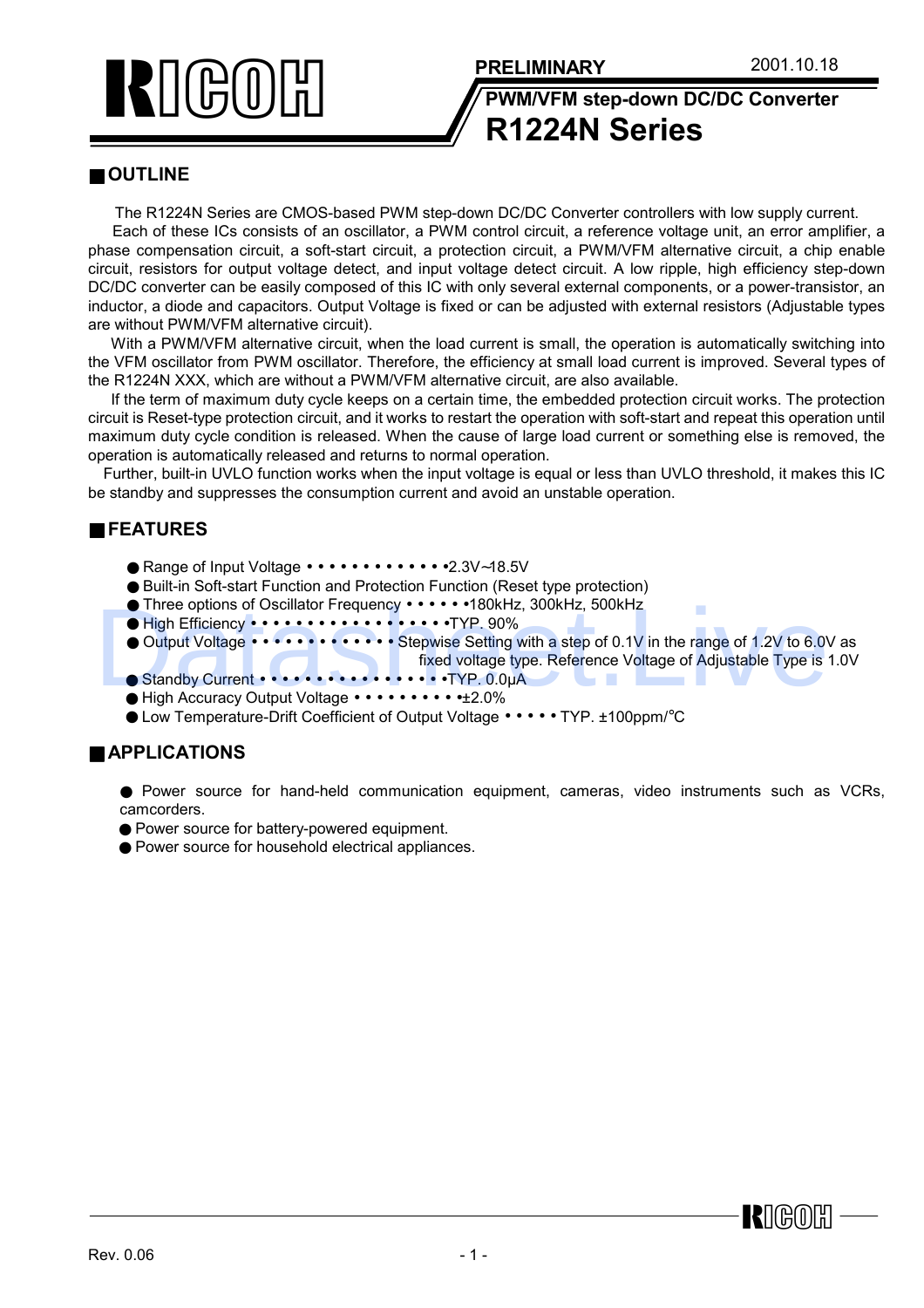PRELIMINARY 2001.10.18

# PWM/VFM step-down DC/DC Converter
# R1224N Series

## OUTLINE

The R1224N Series are CMOS-based PWM step-down DC/DC Converter controllers with low supply current.

Each of these ICs consists of an oscillator, a PWM control circuit, a reference voltage unit, an error amplifier, a phase compensation circuit, a soft-start circuit, a protection circuit, a PWM/VFM alternative circuit, a chip enable circuit, resistors for output voltage detect, and input voltage detect circuit. A low ripple, high efficiency step-down DC/DC converter can be easily composed of this IC with only several external components, or a power-transistor, an inductor, a diode and capacitors. Output Voltage is fixed or can be adjusted with external resistors (Adjustable types are without PWM/VFM alternative circuit).

With a PWM/VFM alternative circuit, when the load current is small, the operation is automatically switching into the VFM oscillator from PWM oscillator. Therefore, the efficiency at small load current is improved. Several types of the R1224N XXX, which are without a PWM/VFM alternative circuit, are also available.

If the term of maximum duty cycle keeps on a certain time, the embedded protection circuit works. The protection circuit is Reset-type protection circuit, and it works to restart the operation with soft-start and repeat this operation until maximum duty cycle condition is released. When the cause of large load current or something else is removed, the operation is automatically released and returns to normal operation.

Further, built-in UVLO function works when the input voltage is equal or less than UVLO threshold, it makes this IC be standby and suppresses the consumption current and avoid an unstable operation.

## FEATURES

- Range of Input Voltage • • • • • • • • • • • • • 2.3V~18.5V
- Built-in Soft-start Function and Protection Function (Reset type protection)
- Three options of Oscillator Frequency • • • • • • 180kHz, 300kHz, 500kHz
- High Efficiency • • • • • • • • • • • • • • • • • TYP. 90%
- Output Voltage • • • • • • • • • • • • • Stepwise Setting with a step of 0.1V in the range of 1.2V to 6.0V as fixed voltage type. Reference Voltage of Adjustable Type is 1.0V
- Standby Current • • • • • • • • • • • • • • • • • TYP. 0.0μA
- High Accuracy Output Voltage • • • • • • • • • • ±2.0%
- Low Temperature-Drift Coefficient of Output Voltage • • • • • TYP. ±100ppm/°C

## APPLICATIONS

- Power source for hand-held communication equipment, cameras, video instruments such as VCRs, camcorders.
- Power source for battery-powered equipment.
- Power source for household electrical appliances.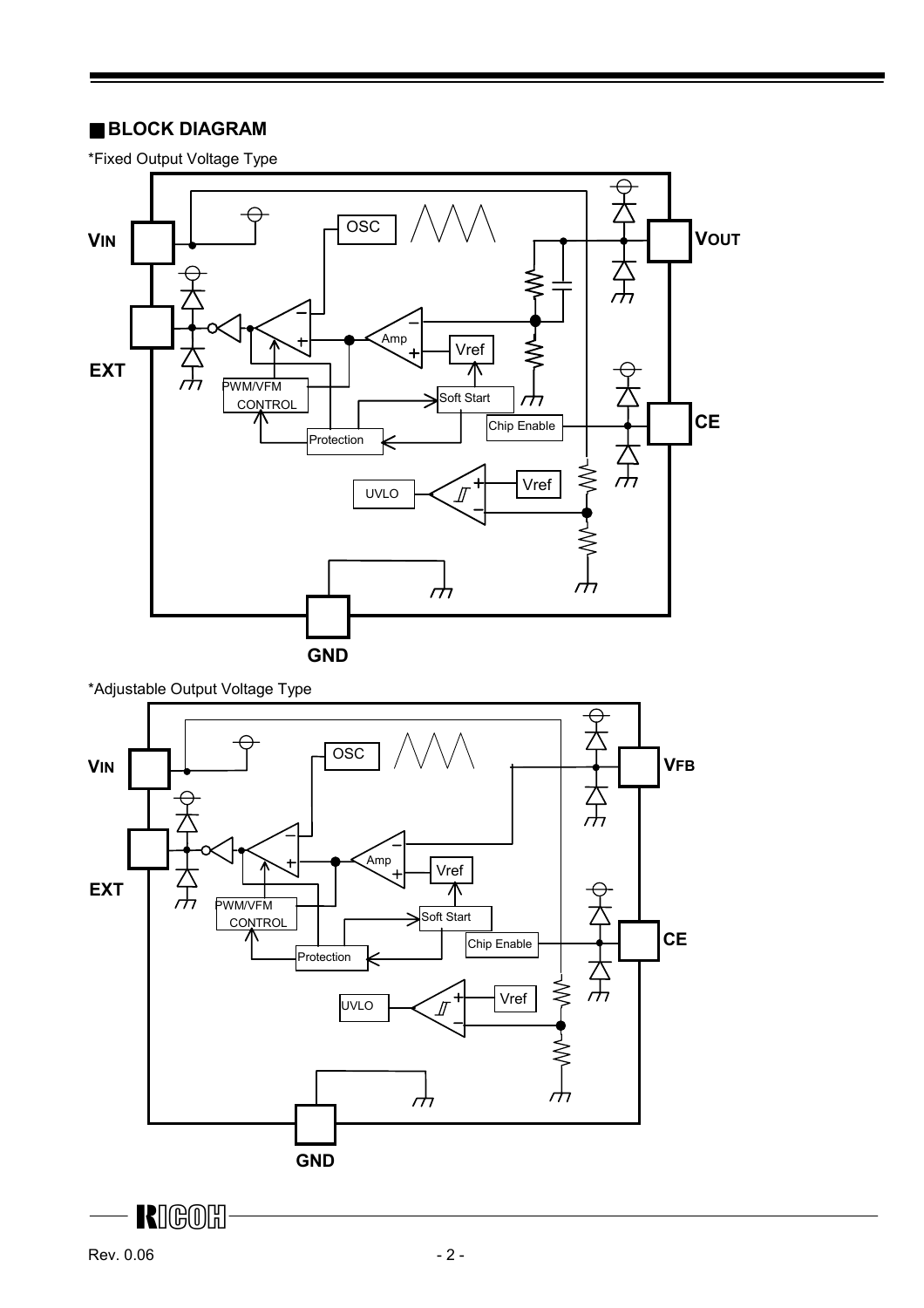## BLOCK DIAGRAM

*Fixed Output Voltage Type

VIN, OSC, VOUT, EXT, Amp, Vref, PWM/VFM CONTROL, Soft Start, Chip Enable, CE, Protection, UVLO, Vref, GND

*Adjustable Output Voltage Type

VIN, OSC, VFB, EXT, Amp, Vref, PWM/VFM CONTROL, Soft Start, Chip Enable, CE, Protection, UVLO, Vref, GND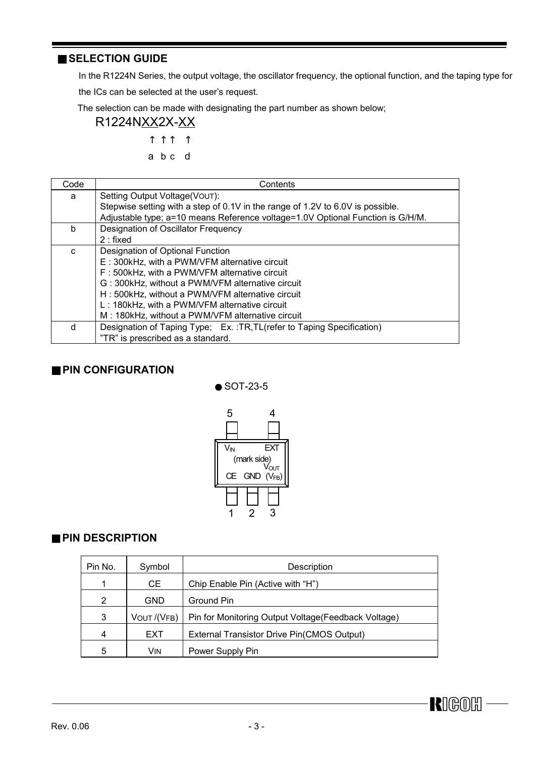## SELECTION GUIDE

In the R1224N Series, the output voltage, the oscillator frequency, the optional function, and the taping type for the ICs can be selected at the user's request.

The selection can be made with designating the part number as shown below;

R1224NXX2X-XX

↑ ↑↑ ↑

a b c d

| Code | Contents |
|---|---|
| a | Setting Output Voltage($V_{OUT}$):<br>Stepwise setting with a step of 0.1V in the range of 1.2V to 6.0V is possible.<br>Adjustable type; a=10 means Reference voltage=1.0V Optional Function is G/H/M. |
| b | Designation of Oscillator Frequency<br>2 : fixed |
| c | Designation of Optional Function<br>E : 300kHz, with a PWM/VFM alternative circuit<br>F : 500kHz, with a PWM/VFM alternative circuit<br>G : 300kHz, without a PWM/VFM alternative circuit<br>H : 500kHz, without a PWM/VFM alternative circuit<br>L : 180kHz, with a PWM/VFM alternative circuit<br>M : 180kHz, without a PWM/VFM alternative circuit |
| d | Designation of Taping Type; Ex. :TR,TL(refer to Taping Specification)<br>"TR" is prescribed as a standard. |

## PIN CONFIGURATION

● SOT-23-5

Pins 5: $V_{IN}$, 4: EXT (top); 1: CE, 2: GND, 3: $V_{OUT}$ ($V_{FB}$) (bottom) (mark side)

## PIN DESCRIPTION

| Pin No. | Symbol | Description |
|---|---|---|
| 1 | CE | Chip Enable Pin (Active with "H") |
| 2 | GND | Ground Pin |
| 3 | $V_{OUT}$ /($V_{FB}$) | Pin for Monitoring Output Voltage(Feedback Voltage) |
| 4 | EXT | External Transistor Drive Pin(CMOS Output) |
| 5 | $V_{IN}$ | Power Supply Pin |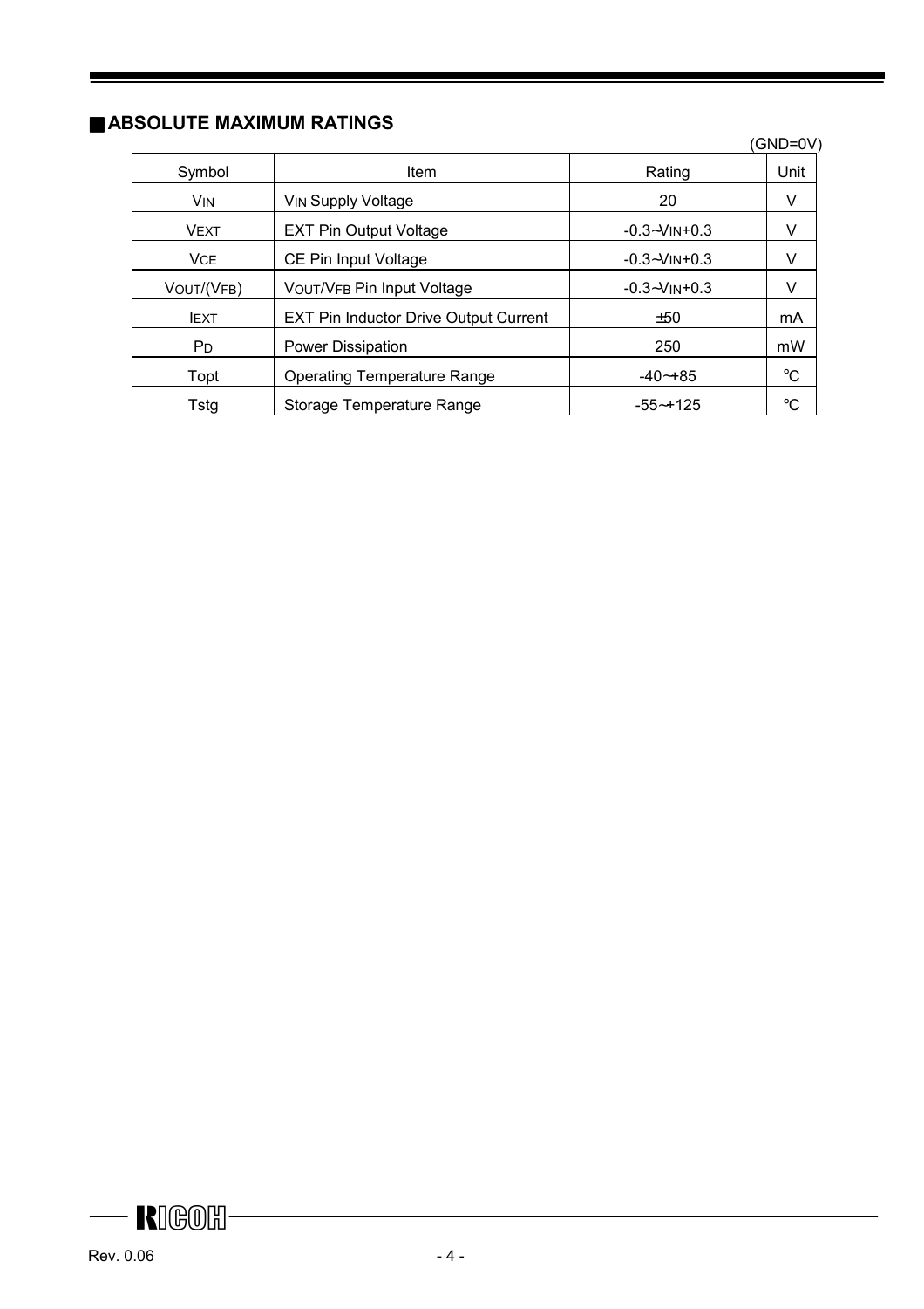## ABSOLUTE MAXIMUM RATINGS

(GND=0V)

| Symbol | Item | Rating | Unit |
|---|---|---|---|
| $V_{IN}$ | $V_{IN}$ Supply Voltage | 20 | V |
| $V_{EXT}$ | EXT Pin Output Voltage | -0.3~$V_{IN}$+0.3 | V |
| $V_{CE}$ | CE Pin Input Voltage | -0.3~$V_{IN}$+0.3 | V |
| $V_{OUT}$/($V_{FB}$) | $V_{OUT}$/$V_{FB}$ Pin Input Voltage | -0.3~$V_{IN}$+0.3 | V |
| $I_{EXT}$ | EXT Pin Inductor Drive Output Current | ±50 | mA |
| $P_D$ | Power Dissipation | 250 | mW |
| Topt | Operating Temperature Range | -40~+85 | °C |
| Tstg | Storage Temperature Range | -55~+125 | °C |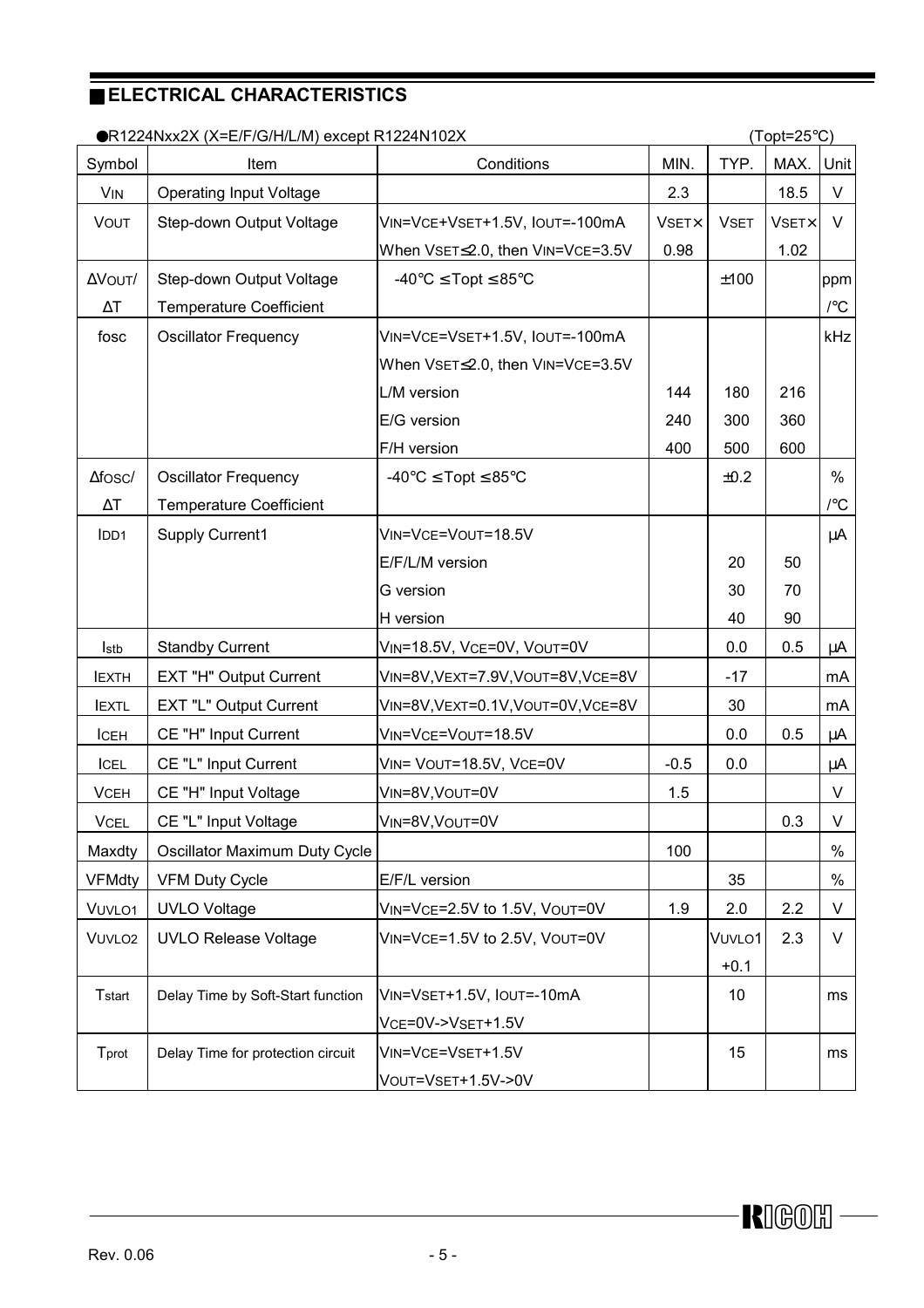## ELECTRICAL CHARACTERISTICS

●R1224Nxx2X (X=E/F/G/H/L/M) except R1224N102X (Topt=25°C)

| Symbol | Item | Conditions | MIN. | TYP. | MAX. | Unit |
|---|---|---|---|---|---|---|
| $V_{IN}$ | Operating Input Voltage | | 2.3 | | 18.5 | V |
| $V_{OUT}$ | Step-down Output Voltage | $V_{IN}$=$V_{CE}$+$V_{SET}$+1.5V, $I_{OUT}$=-100mA<br>When $V_{SET}$≤2.0, then $V_{IN}$=$V_{CE}$=3.5V | $V_{SET}$× 0.98 | $V_{SET}$ | $V_{SET}$× 1.02 | V |
| $\Delta V_{OUT}/\Delta T$ | Step-down Output Voltage Temperature Coefficient | -40°C ≤Topt ≤85°C | | ±100 | | ppm /°C |
| fosc | Oscillator Frequency | $V_{IN}$=$V_{CE}$=$V_{SET}$+1.5V, $I_{OUT}$=-100mA<br>When $V_{SET}$≤2.0, then $V_{IN}$=$V_{CE}$=3.5V | | | | kHz |
| | | L/M version | 144 | 180 | 216 | |
| | | E/G version | 240 | 300 | 360 | |
| | | F/H version | 400 | 500 | 600 | |
| $\Delta f_{OSC}/\Delta T$ | Oscillator Frequency Temperature Coefficient | -40°C ≤Topt ≤85°C | | ±0.2 | | % /°C |
| $I_{DD1}$ | Supply Current1 | $V_{IN}$=$V_{CE}$=$V_{OUT}$=18.5V | | | | µA |
| | | E/F/L/M version | | 20 | 50 | |
| | | G version | | 30 | 70 | |
| | | H version | | 40 | 90 | |
| $I_{stb}$ | Standby Current | $V_{IN}$=18.5V, $V_{CE}$=0V, $V_{OUT}$=0V | | 0.0 | 0.5 | µA |
| $I_{EXTH}$ | EXT "H" Output Current | $V_{IN}$=8V,$V_{EXT}$=7.9V,$V_{OUT}$=8V,$V_{CE}$=8V | | -17 | | mA |
| $I_{EXTL}$ | EXT "L" Output Current | $V_{IN}$=8V,$V_{EXT}$=0.1V,$V_{OUT}$=0V,$V_{CE}$=8V | | 30 | | mA |
| $I_{CEH}$ | CE "H" Input Current | $V_{IN}$=$V_{CE}$=$V_{OUT}$=18.5V | | 0.0 | 0.5 | µA |
| $I_{CEL}$ | CE "L" Input Current | $V_{IN}$= $V_{OUT}$=18.5V, $V_{CE}$=0V | -0.5 | 0.0 | | µA |
| $V_{CEH}$ | CE "H" Input Voltage | $V_{IN}$=8V,$V_{OUT}$=0V | 1.5 | | | V |
| $V_{CEL}$ | CE "L" Input Voltage | $V_{IN}$=8V,$V_{OUT}$=0V | | | 0.3 | V |
| Maxdty | Oscillator Maximum Duty Cycle | | 100 | | | % |
| VFMdty | VFM Duty Cycle | E/F/L version | | 35 | | % |
| $V_{UVLO1}$ | UVLO Voltage | $V_{IN}$=$V_{CE}$=2.5V to 1.5V, $V_{OUT}$=0V | 1.9 | 2.0 | 2.2 | V |
| $V_{UVLO2}$ | UVLO Release Voltage | $V_{IN}$=$V_{CE}$=1.5V to 2.5V, $V_{OUT}$=0V | | $V_{UVLO1}$ +0.1 | 2.3 | V |
| $T_{start}$ | Delay Time by Soft-Start function | $V_{IN}$=$V_{SET}$+1.5V, $I_{OUT}$=-10mA<br>$V_{CE}$=0V->$V_{SET}$+1.5V | | 10 | | ms |
| $T_{prot}$ | Delay Time for protection circuit | $V_{IN}$=$V_{CE}$=$V_{SET}$+1.5V<br>$V_{OUT}$=$V_{SET}$+1.5V->0V | | 15 | | ms |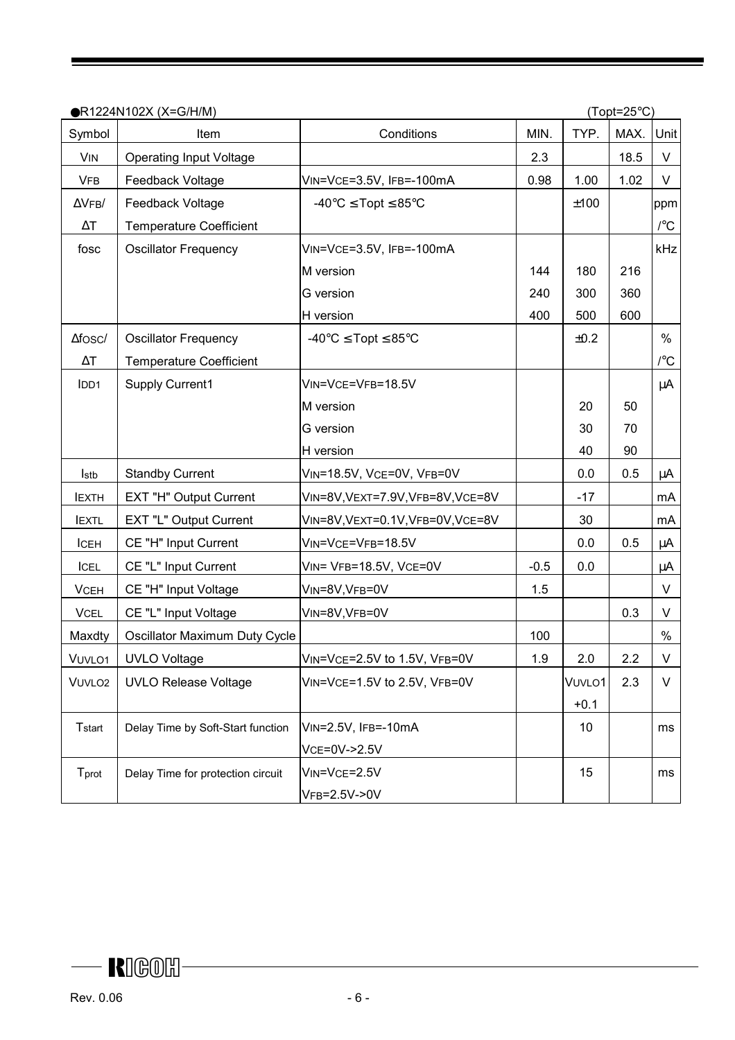●R1224N102X (X=G/H/M) (Topt=25°C)

| Symbol | Item | Conditions | MIN. | TYP. | MAX. | Unit |
|---|---|---|---|---|---|---|
| $V_{IN}$ | Operating Input Voltage | | 2.3 | | 18.5 | V |
| $V_{FB}$ | Feedback Voltage | $V_{IN}=V_{CE}=3.5V$, $I_{FB}=-100mA$ | 0.98 | 1.00 | 1.02 | V |
| $\Delta V_{FB}/\Delta T$ | Feedback Voltage Temperature Coefficient | $-40°C \leq Topt \leq 85°C$ | | ±100 | | ppm/°C |
| fosc | Oscillator Frequency | $V_{IN}=V_{CE}=3.5V$, $I_{FB}=-100mA$ | | | | kHz |
| | | M version | 144 | 180 | 216 | |
| | | G version | 240 | 300 | 360 | |
| | | H version | 400 | 500 | 600 | |
| $\Delta f_{OSC}/\Delta T$ | Oscillator Frequency Temperature Coefficient | $-40°C \leq Topt \leq 85°C$ | | ±0.2 | | %/°C |
| $I_{DD1}$ | Supply Current1 | $V_{IN}=V_{CE}=V_{FB}=18.5V$ | | | | μA |
| | | M version | | 20 | 50 | |
| | | G version | | 30 | 70 | |
| | | H version | | 40 | 90 | |
| $I_{stb}$ | Standby Current | $V_{IN}=18.5V$, $V_{CE}=0V$, $V_{FB}=0V$ | | 0.0 | 0.5 | μA |
| $I_{EXTH}$ | EXT "H" Output Current | $V_{IN}=8V$, $V_{EXT}=7.9V$, $V_{FB}=8V$, $V_{CE}=8V$ | | -17 | | mA |
| $I_{EXTL}$ | EXT "L" Output Current | $V_{IN}=8V$, $V_{EXT}=0.1V$, $V_{FB}=0V$, $V_{CE}=8V$ | | 30 | | mA |
| $I_{CEH}$ | CE "H" Input Current | $V_{IN}=V_{CE}=V_{FB}=18.5V$ | | 0.0 | 0.5 | μA |
| $I_{CEL}$ | CE "L" Input Current | $V_{IN}=V_{FB}=18.5V$, $V_{CE}=0V$ | -0.5 | 0.0 | | μA |
| $V_{CEH}$ | CE "H" Input Voltage | $V_{IN}=8V$, $V_{FB}=0V$ | 1.5 | | | V |
| $V_{CEL}$ | CE "L" Input Voltage | $V_{IN}=8V$, $V_{FB}=0V$ | | | 0.3 | V |
| Maxdty | Oscillator Maximum Duty Cycle | | 100 | | | % |
| $V_{UVLO1}$ | UVLO Voltage | $V_{IN}=V_{CE}=2.5V$ to $1.5V$, $V_{FB}=0V$ | 1.9 | 2.0 | 2.2 | V |
| $V_{UVLO2}$ | UVLO Release Voltage | $V_{IN}=V_{CE}=1.5V$ to $2.5V$, $V_{FB}=0V$ | | $V_{UVLO1}$ +0.1 | 2.3 | V |
| $T_{start}$ | Delay Time by Soft-Start function | $V_{IN}=2.5V$, $I_{FB}=-10mA$, $V_{CE}=0V$->$2.5V$ | | 10 | | ms |
| $T_{prot}$ | Delay Time for protection circuit | $V_{IN}=V_{CE}=2.5V$, $V_{FB}=2.5V$->$0V$ | | 15 | | ms |

Rev. 0.06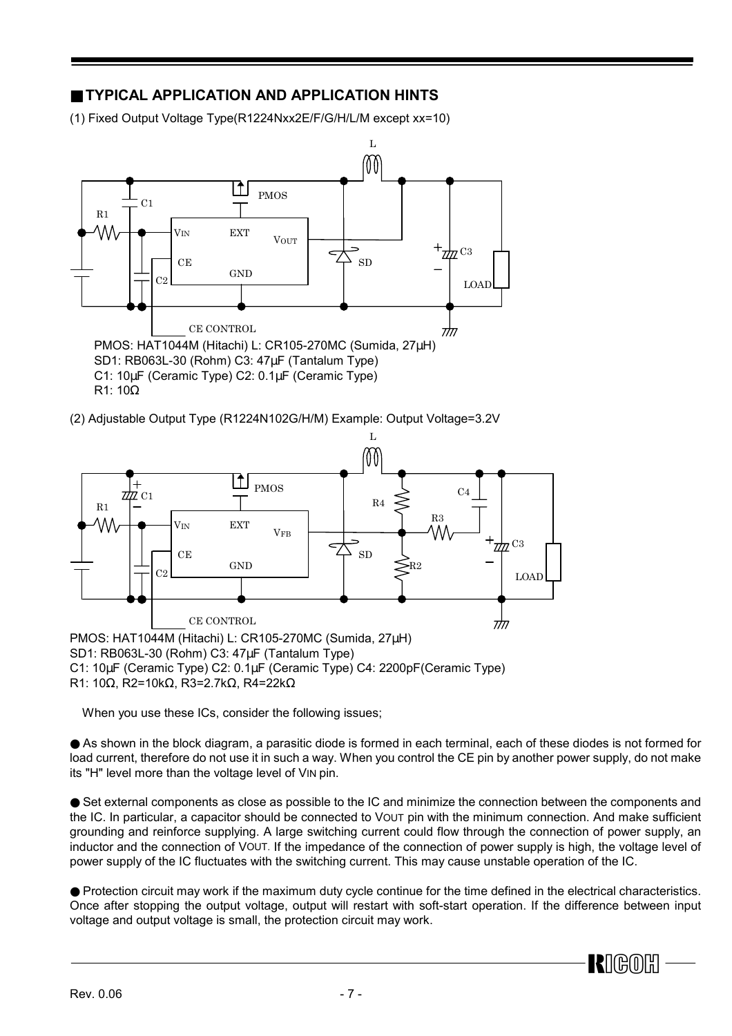## ■ TYPICAL APPLICATION AND APPLICATION HINTS

(1) Fixed Output Voltage Type(R1224Nxx2E/F/G/H/L/M except xx=10)

PMOS: HAT1044M (Hitachi) L: CR105-270MC (Sumida, 27µH)
SD1: RB063L-30 (Rohm) C3: 47µF (Tantalum Type)
C1: 10µF (Ceramic Type) C2: 0.1µF (Ceramic Type)
R1: 10Ω

(2) Adjustable Output Type (R1224N102G/H/M) Example: Output Voltage=3.2V

PMOS: HAT1044M (Hitachi) L: CR105-270MC (Sumida, 27µH)
SD1: RB063L-30 (Rohm) C3: 47µF (Tantalum Type)
C1: 10µF (Ceramic Type) C2: 0.1µF (Ceramic Type) C4: 2200pF(Ceramic Type)
R1: 10Ω, R2=10kΩ, R3=2.7kΩ, R4=22kΩ

When you use these ICs, consider the following issues;

● As shown in the block diagram, a parasitic diode is formed in each terminal, each of these diodes is not formed for load current, therefore do not use it in such a way. When you control the CE pin by another power supply, do not make its "H" level more than the voltage level of $V_{IN}$ pin.

● Set external components as close as possible to the IC and minimize the connection between the components and the IC. In particular, a capacitor should be connected to $V_{OUT}$ pin with the minimum connection. And make sufficient grounding and reinforce supplying. A large switching current could flow through the connection of power supply, an inductor and the connection of $V_{OUT}$. If the impedance of the connection of power supply is high, the voltage level of power supply of the IC fluctuates with the switching current. This may cause unstable operation of the IC.

● Protection circuit may work if the maximum duty cycle continue for the time defined in the electrical characteristics. Once after stopping the output voltage, output will restart with soft-start operation. If the difference between input voltage and output voltage is small, the protection circuit may work.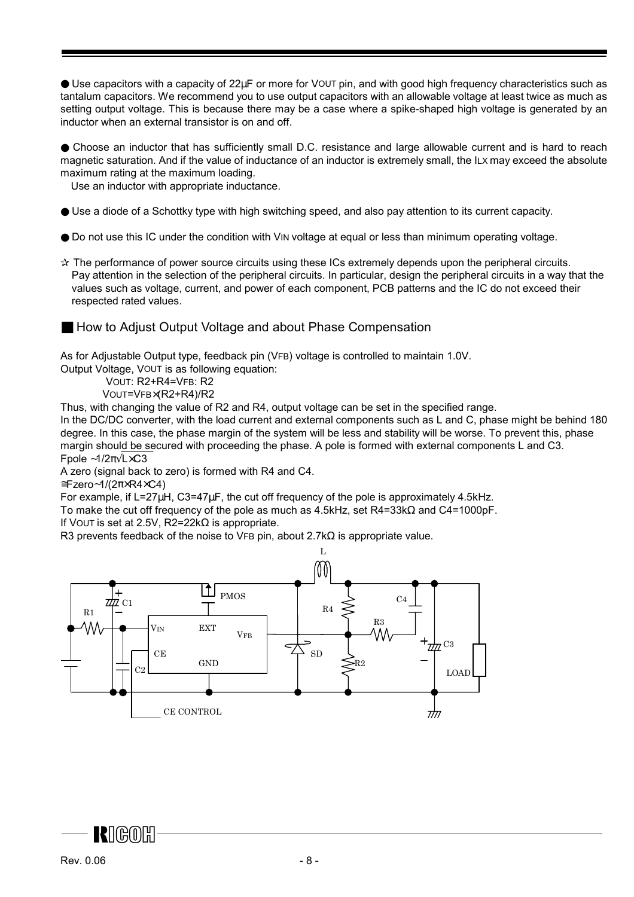● Use capacitors with a capacity of 22µF or more for $V_{OUT}$ pin, and with good high frequency characteristics such as tantalum capacitors. We recommend you to use output capacitors with an allowable voltage at least twice as much as setting output voltage. This is because there may be a case where a spike-shaped high voltage is generated by an inductor when an external transistor is on and off.

● Choose an inductor that has sufficiently small D.C. resistance and large allowable current and is hard to reach magnetic saturation. And if the value of inductance of an inductor is extremely small, the $I_{LX}$ may exceed the absolute maximum rating at the maximum loading.
Use an inductor with appropriate inductance.

● Use a diode of a Schottky type with high switching speed, and also pay attention to its current capacity.

● Do not use this IC under the condition with $V_{IN}$ voltage at equal or less than minimum operating voltage.

☆ The performance of power source circuits using these ICs extremely depends upon the peripheral circuits.
Pay attention in the selection of the peripheral circuits. In particular, design the peripheral circuits in a way that the values such as voltage, current, and power of each component, PCB patterns and the IC do not exceed their respected rated values.

## ■ How to Adjust Output Voltage and about Phase Compensation

As for Adjustable Output type, feedback pin ($V_{FB}$) voltage is controlled to maintain 1.0V.
Output Voltage, $V_{OUT}$ is as following equation:

$V_{OUT}: R2+R4=V_{FB}: R2$

$V_{OUT}=V_{FB}\times(R2+R4)/R2$

Thus, with changing the value of R2 and R4, output voltage can be set in the specified range.
In the DC/DC converter, with the load current and external components such as L and C, phase might be behind 180 degree. In this case, the phase margin of the system will be less and stability will be worse. To prevent this, phase margin should be secured with proceeding the phase. A pole is formed with external components L and C3.

$Fpole \sim 1/2\pi\sqrt{L\times C3}$

A zero (signal back to zero) is formed with R4 and C4.

$Fzero \sim 1/(2\pi\times R4\times C4)$

For example, if L=27µH, C3=47µF, the cut off frequency of the pole is approximately 4.5kHz.
To make the cut off frequency of the pole as much as 4.5kHz, set R4=33kΩ and C4=1000pF.
If $V_{OUT}$ is set at 2.5V, R2=22kΩ is appropriate.
R3 prevents feedback of the noise to $V_{FB}$ pin, about 2.7kΩ is appropriate value.

L, PMOS, C1, R1, R4, C4, R3, $V_{IN}$, EXT, $V_{FB}$, C3, CE, GND, SD, R2, LOAD, C2, CE CONTROL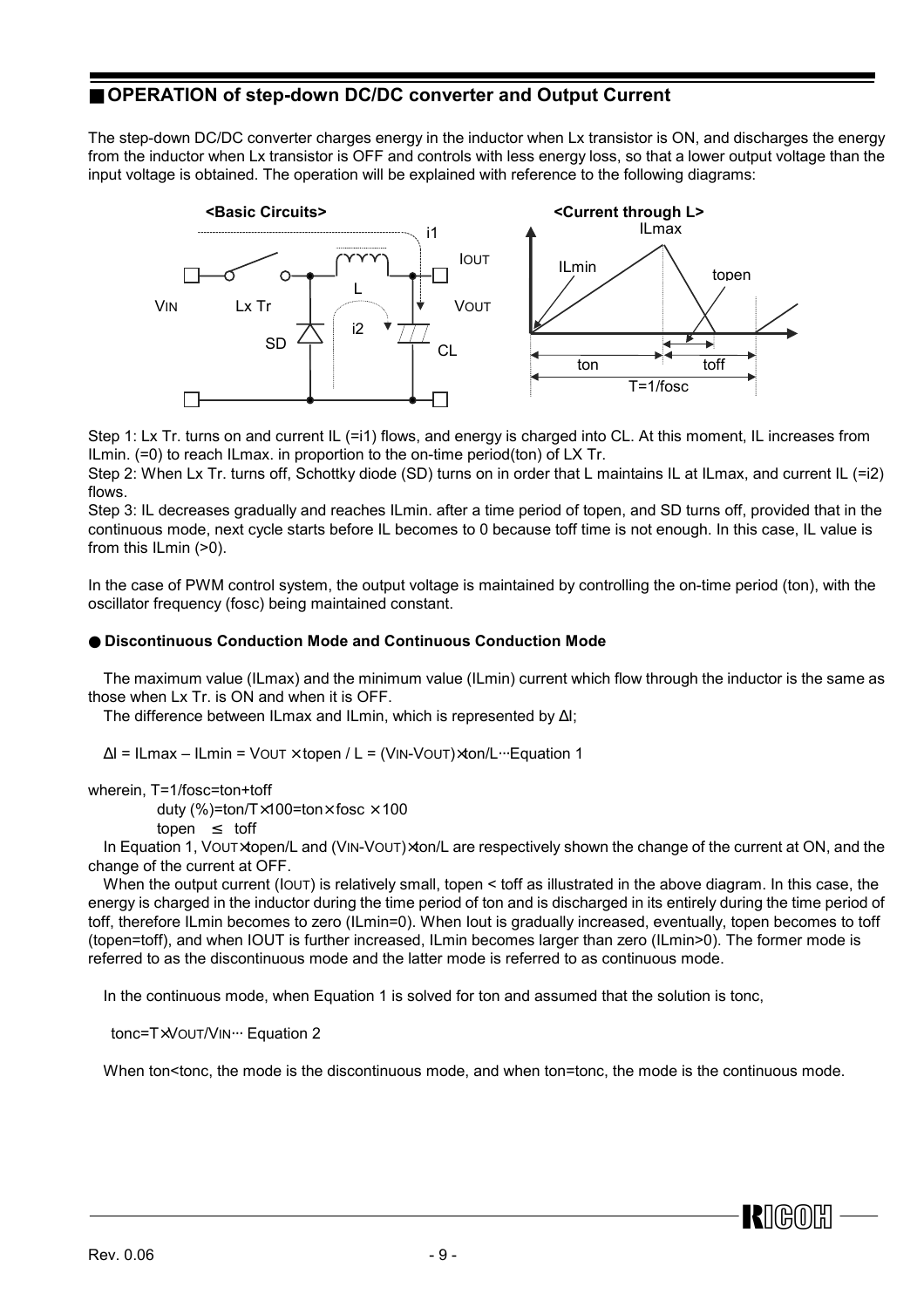## ■ OPERATION of step-down DC/DC converter and Output Current

The step-down DC/DC converter charges energy in the inductor when Lx transistor is ON, and discharges the energy from the inductor when Lx transistor is OFF and controls with less energy loss, so that a lower output voltage than the input voltage is obtained. The operation will be explained with reference to the following diagrams:

**<Basic Circuits>** **<Current through L>**

Step 1: Lx Tr. turns on and current IL (=i1) flows, and energy is charged into CL. At this moment, IL increases from ILmin. (=0) to reach ILmax. in proportion to the on-time period(ton) of LX Tr.

Step 2: When Lx Tr. turns off, Schottky diode (SD) turns on in order that L maintains IL at ILmax, and current IL (=i2) flows.

Step 3: IL decreases gradually and reaches ILmin. after a time period of topen, and SD turns off, provided that in the continuous mode, next cycle starts before IL becomes to 0 because toff time is not enough. In this case, IL value is from this ILmin (>0).

In the case of PWM control system, the output voltage is maintained by controlling the on-time period (ton), with the oscillator frequency (fosc) being maintained constant.

### ● Discontinuous Conduction Mode and Continuous Conduction Mode

The maximum value (ILmax) and the minimum value (ILmin) current which flow through the inductor is the same as those when Lx Tr. is ON and when it is OFF.

The difference between ILmax and ILmin, which is represented by ΔI;

$\Delta I = I_{Lmax} - I_{Lmin} = V_{OUT} \times topen / L = (V_{IN} - V_{OUT}) \times ton / L$ ···Equation 1

wherein, $T = 1/fosc = ton + toff$

$duty\ (\%) = ton / T \times 100 = ton \times fosc \times 100$

$topen \leq toff$

In Equation 1, $V_{OUT} \times topen / L$ and $(V_{IN} - V_{OUT}) \times ton / L$ are respectively shown the change of the current at ON, and the change of the current at OFF.

When the output current ($I_{OUT}$) is relatively small, topen < toff as illustrated in the above diagram. In this case, the energy is charged in the inductor during the time period of ton and is discharged in its entirely during the time period of toff, therefore ILmin becomes to zero (ILmin=0). When Iout is gradually increased, eventually, topen becomes to toff (topen=toff), and when IOUT is further increased, ILmin becomes larger than zero (ILmin>0). The former mode is referred to as the discontinuous mode and the latter mode is referred to as continuous mode.

In the continuous mode, when Equation 1 is solved for ton and assumed that the solution is tonc,

$tonc = T \times V_{OUT} / V_{IN}$ ··· Equation 2

When ton<tonc, the mode is the discontinuous mode, and when ton=tonc, the mode is the continuous mode.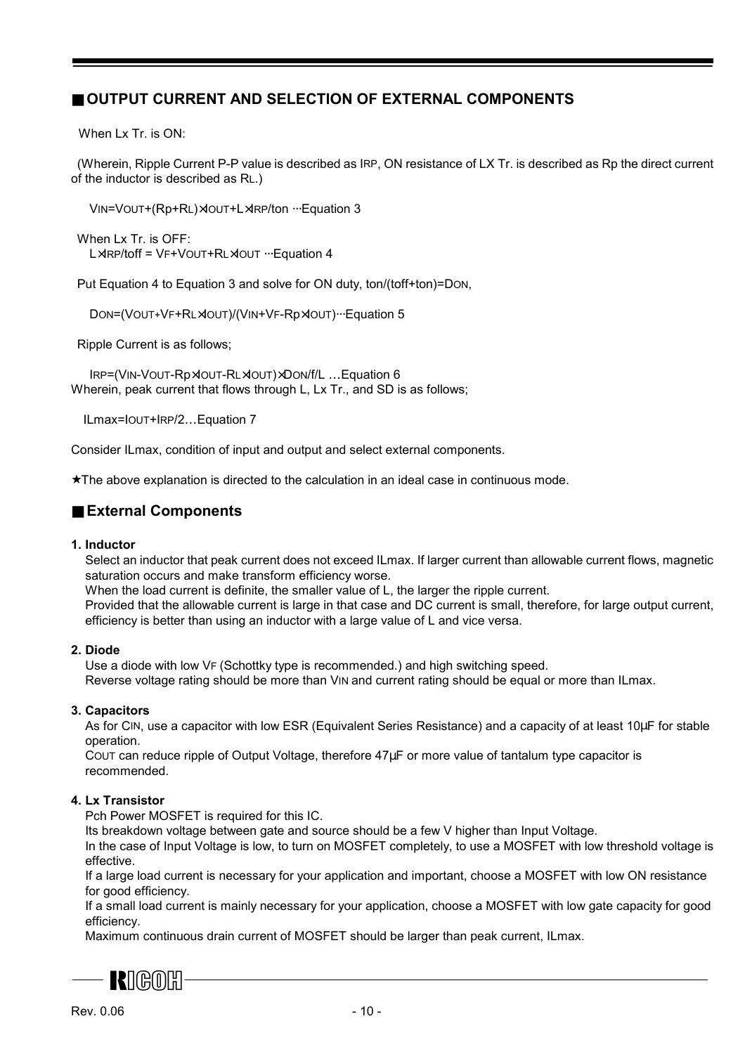## OUTPUT CURRENT AND SELECTION OF EXTERNAL COMPONENTS

When Lx Tr. is ON:

(Wherein, Ripple Current P-P value is described as $I_{RP}$, ON resistance of LX Tr. is described as Rp the direct current of the inductor is described as $R_L$.)

$V_{IN}=V_{OUT}+(Rp+R_L)\times I_{OUT}+L\times I_{RP}/ton$ ···Equation 3

When Lx Tr. is OFF:

$L\times I_{RP}/toff = V_F+V_{OUT}+R_L\times I_{OUT}$ ···Equation 4

Put Equation 4 to Equation 3 and solve for ON duty, $ton/(toff+ton)=D_{ON}$,

$D_{ON}=(V_{OUT}+V_F+R_L\times I_{OUT})/(V_{IN}+V_F-Rp\times I_{OUT})$···Equation 5

Ripple Current is as follows;

$I_{RP}=(V_{IN}-V_{OUT}-Rp\times I_{OUT}-R_L\times I_{OUT})\times D_{ON}/f/L$ …Equation 6

Wherein, peak current that flows through L, Lx Tr., and SD is as follows;

$ILmax=I_{OUT}+I_{RP}/2$…Equation 7

Consider ILmax, condition of input and output and select external components.

★The above explanation is directed to the calculation in an ideal case in continuous mode.

## External Components

**1. Inductor**

Select an inductor that peak current does not exceed ILmax. If larger current than allowable current flows, magnetic saturation occurs and make transform efficiency worse.

When the load current is definite, the smaller value of L, the larger the ripple current.

Provided that the allowable current is large in that case and DC current is small, therefore, for large output current, efficiency is better than using an inductor with a large value of L and vice versa.

**2. Diode**

Use a diode with low $V_F$ (Schottky type is recommended.) and high switching speed.

Reverse voltage rating should be more than $V_{IN}$ and current rating should be equal or more than ILmax.

**3. Capacitors**

As for $C_{IN}$, use a capacitor with low ESR (Equivalent Series Resistance) and a capacity of at least 10μF for stable operation.

$C_{OUT}$ can reduce ripple of Output Voltage, therefore 47μF or more value of tantalum type capacitor is recommended.

**4. Lx Transistor**

Pch Power MOSFET is required for this IC.

Its breakdown voltage between gate and source should be a few V higher than Input Voltage.

In the case of Input Voltage is low, to turn on MOSFET completely, to use a MOSFET with low threshold voltage is effective.

If a large load current is necessary for your application and important, choose a MOSFET with low ON resistance for good efficiency.

If a small load current is mainly necessary for your application, choose a MOSFET with low gate capacity for good efficiency.

Maximum continuous drain current of MOSFET should be larger than peak current, ILmax.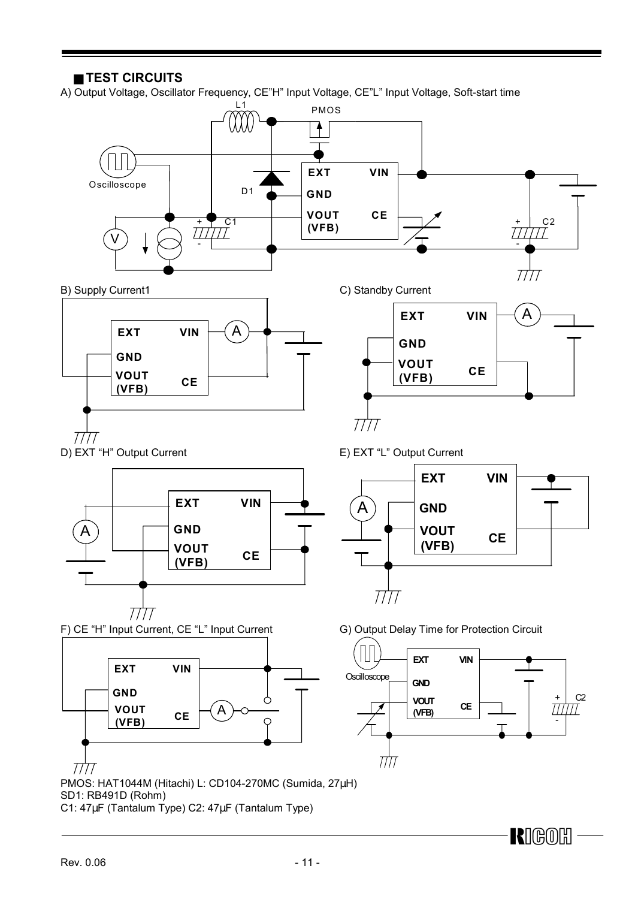## TEST CIRCUITS

A) Output Voltage, Oscillator Frequency, CE"H" Input Voltage, CE"L" Input Voltage, Soft-start time

L1
PMOS
EXT
VIN
Oscilloscope
D1
GND
VOUT (VFB)
CE
+ C1 -
+ C2 -
V

B) Supply Current1

EXT
VIN
A
GND
VOUT (VFB)
CE

C) Standby Current

EXT
VIN
A
GND
VOUT (VFB)
CE

D) EXT "H" Output Current

EXT
VIN
A
GND
VOUT (VFB)
CE

E) EXT "L" Output Current

EXT
VIN
A
GND
VOUT (VFB)
CE

F) CE "H" Input Current, CE "L" Input Current

EXT
VIN
GND
VOUT (VFB)
CE
A

G) Output Delay Time for Protection Circuit

Oscilloscope
EXT
VIN
GND
VOUT (VFB)
CE
+ C2 -

PMOS: HAT1044M (Hitachi) L: CD104-270MC (Sumida, 27µH)
SD1: RB491D (Rohm)
C1: 47µF (Tantalum Type) C2: 47µF (Tantalum Type)